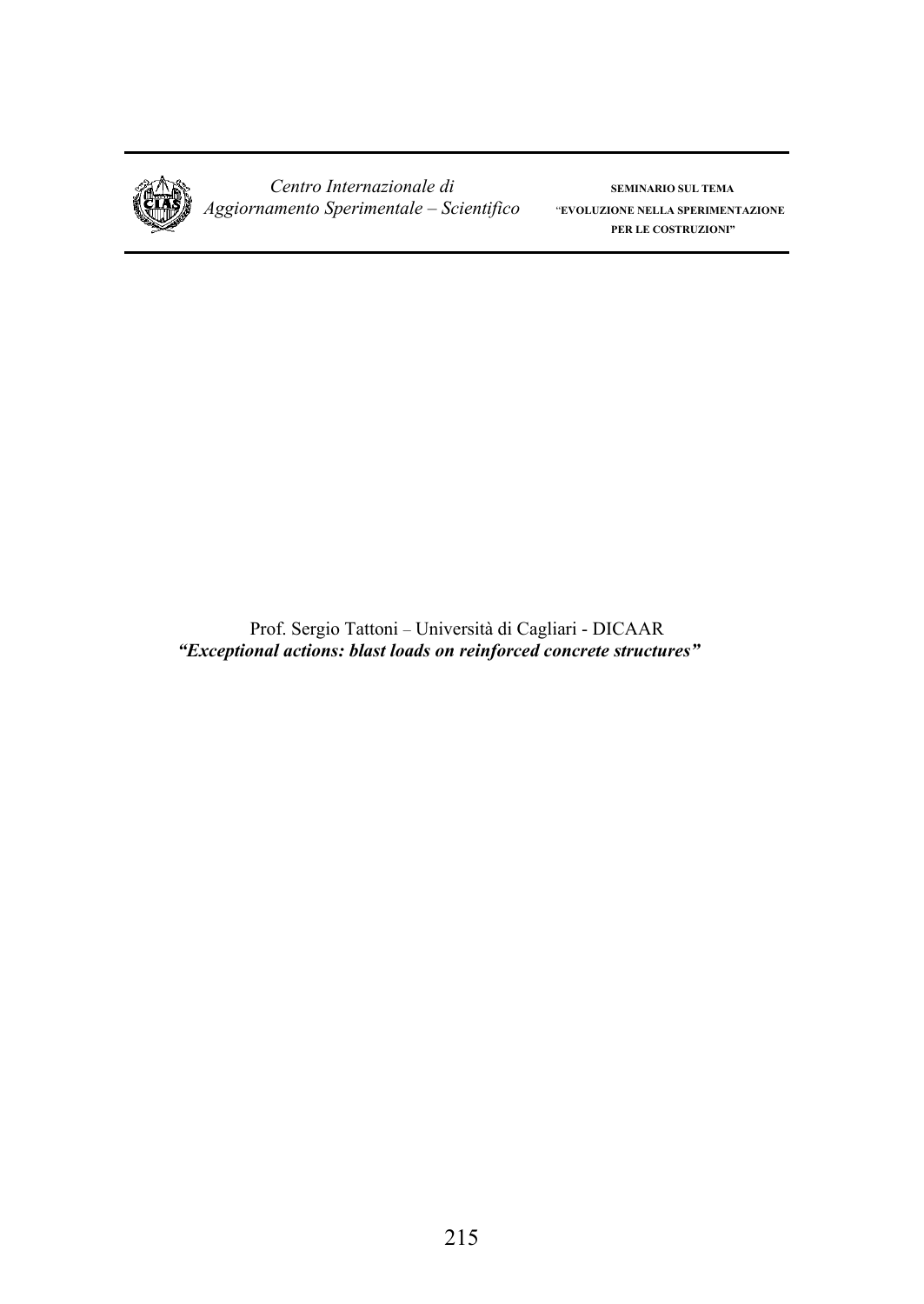Prof. Sergio Tattoni – Università di Cagliari - DICAAR

***"Exceptional actions: blast loads on reinforced concrete structures"***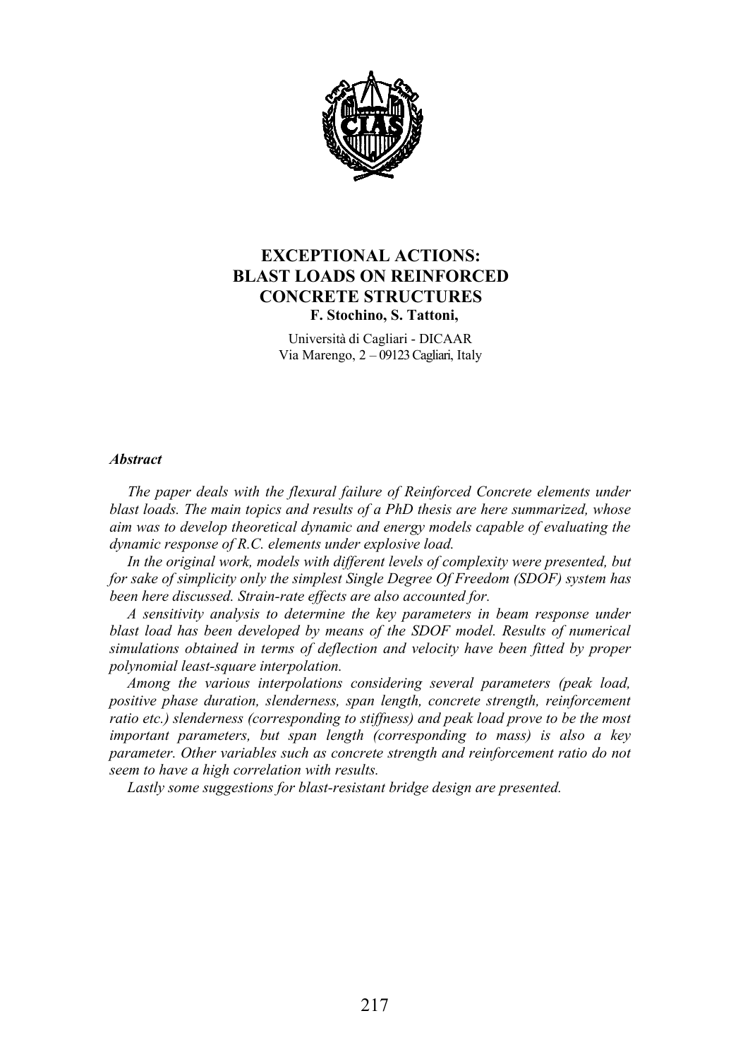# EXCEPTIONAL ACTIONS: BLAST LOADS ON REINFORCED CONCRETE STRUCTURES

**F. Stochino, S. Tattoni,**

Università di Cagliari - DICAAR
Via Marengo, 2 – 09123 Cagliari, Italy

***Abstract***

*The paper deals with the flexural failure of Reinforced Concrete elements under blast loads. The main topics and results of a PhD thesis are here summarized, whose aim was to develop theoretical dynamic and energy models capable of evaluating the dynamic response of R.C. elements under explosive load.*

*In the original work, models with different levels of complexity were presented, but for sake of simplicity only the simplest Single Degree Of Freedom (SDOF) system has been here discussed. Strain-rate effects are also accounted for.*

*A sensitivity analysis to determine the key parameters in beam response under blast load has been developed by means of the SDOF model. Results of numerical simulations obtained in terms of deflection and velocity have been fitted by proper polynomial least-square interpolation.*

*Among the various interpolations considering several parameters (peak load, positive phase duration, slenderness, span length, concrete strength, reinforcement ratio etc.) slenderness (corresponding to stiffness) and peak load prove to be the most important parameters, but span length (corresponding to mass) is also a key parameter. Other variables such as concrete strength and reinforcement ratio do not seem to have a high correlation with results.*

*Lastly some suggestions for blast-resistant bridge design are presented.*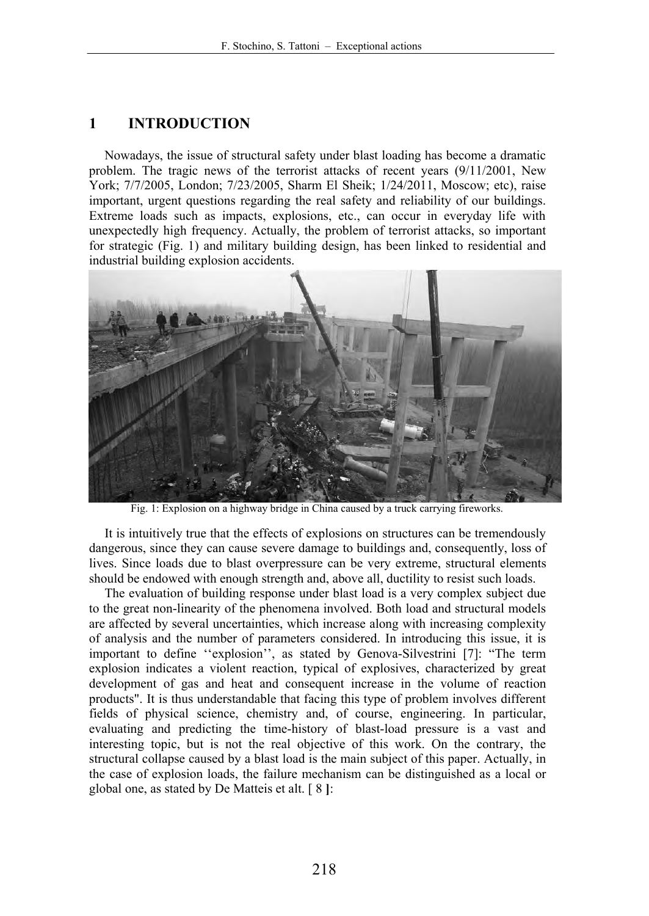## 1 INTRODUCTION

Nowadays, the issue of structural safety under blast loading has become a dramatic problem. The tragic news of the terrorist attacks of recent years (9/11/2001, New York; 7/7/2005, London; 7/23/2005, Sharm El Sheik; 1/24/2011, Moscow; etc), raise important, urgent questions regarding the real safety and reliability of our buildings. Extreme loads such as impacts, explosions, etc., can occur in everyday life with unexpectedly high frequency. Actually, the problem of terrorist attacks, so important for strategic (Fig. 1) and military building design, has been linked to residential and industrial building explosion accidents.

Fig. 1: Explosion on a highway bridge in China caused by a truck carrying fireworks.

It is intuitively true that the effects of explosions on structures can be tremendously dangerous, since they can cause severe damage to buildings and, consequently, loss of lives. Since loads due to blast overpressure can be very extreme, structural elements should be endowed with enough strength and, above all, ductility to resist such loads.

The evaluation of building response under blast load is a very complex subject due to the great non-linearity of the phenomena involved. Both load and structural models are affected by several uncertainties, which increase along with increasing complexity of analysis and the number of parameters considered. In introducing this issue, it is important to define ''explosion'', as stated by Genova-Silvestrini [7]: "The term explosion indicates a violent reaction, typical of explosives, characterized by great development of gas and heat and consequent increase in the volume of reaction products". It is thus understandable that facing this type of problem involves different fields of physical science, chemistry and, of course, engineering. In particular, evaluating and predicting the time-history of blast-load pressure is a vast and interesting topic, but is not the real objective of this work. On the contrary, the structural collapse caused by a blast load is the main subject of this paper. Actually, in the case of explosion loads, the failure mechanism can be distinguished as a local or global one, as stated by De Matteis et alt. [ 8 ]: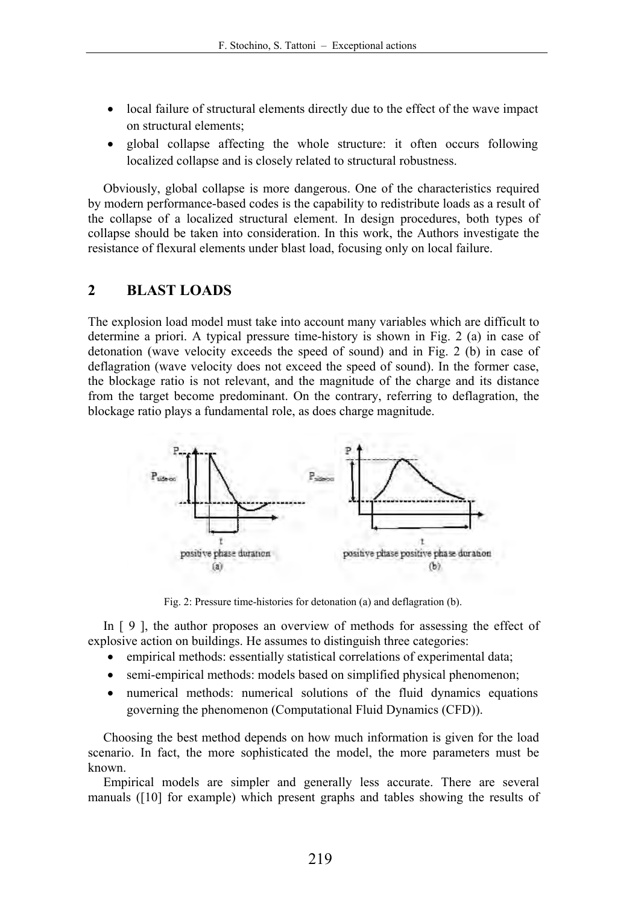- local failure of structural elements directly due to the effect of the wave impact on structural elements;
- global collapse affecting the whole structure: it often occurs following localized collapse and is closely related to structural robustness.

Obviously, global collapse is more dangerous. One of the characteristics required by modern performance-based codes is the capability to redistribute loads as a result of the collapse of a localized structural element. In design procedures, both types of collapse should be taken into consideration. In this work, the Authors investigate the resistance of flexural elements under blast load, focusing only on local failure.

## 2 BLAST LOADS

The explosion load model must take into account many variables which are difficult to determine a priori. A typical pressure time-history is shown in Fig. 2 (a) in case of detonation (wave velocity exceeds the speed of sound) and in Fig. 2 (b) in case of deflagration (wave velocity does not exceed the speed of sound). In the former case, the blockage ratio is not relevant, and the magnitude of the charge and its distance from the target become predominant. On the contrary, referring to deflagration, the blockage ratio plays a fundamental role, as does charge magnitude.

Fig. 2: Pressure time-histories for detonation (a) and deflagration (b).

In [ 9 ], the author proposes an overview of methods for assessing the effect of explosive action on buildings. He assumes to distinguish three categories:

- empirical methods: essentially statistical correlations of experimental data;
- semi-empirical methods: models based on simplified physical phenomenon;
- numerical methods: numerical solutions of the fluid dynamics equations governing the phenomenon (Computational Fluid Dynamics (CFD)).

Choosing the best method depends on how much information is given for the load scenario. In fact, the more sophisticated the model, the more parameters must be known.

Empirical models are simpler and generally less accurate. There are several manuals ([10] for example) which present graphs and tables showing the results of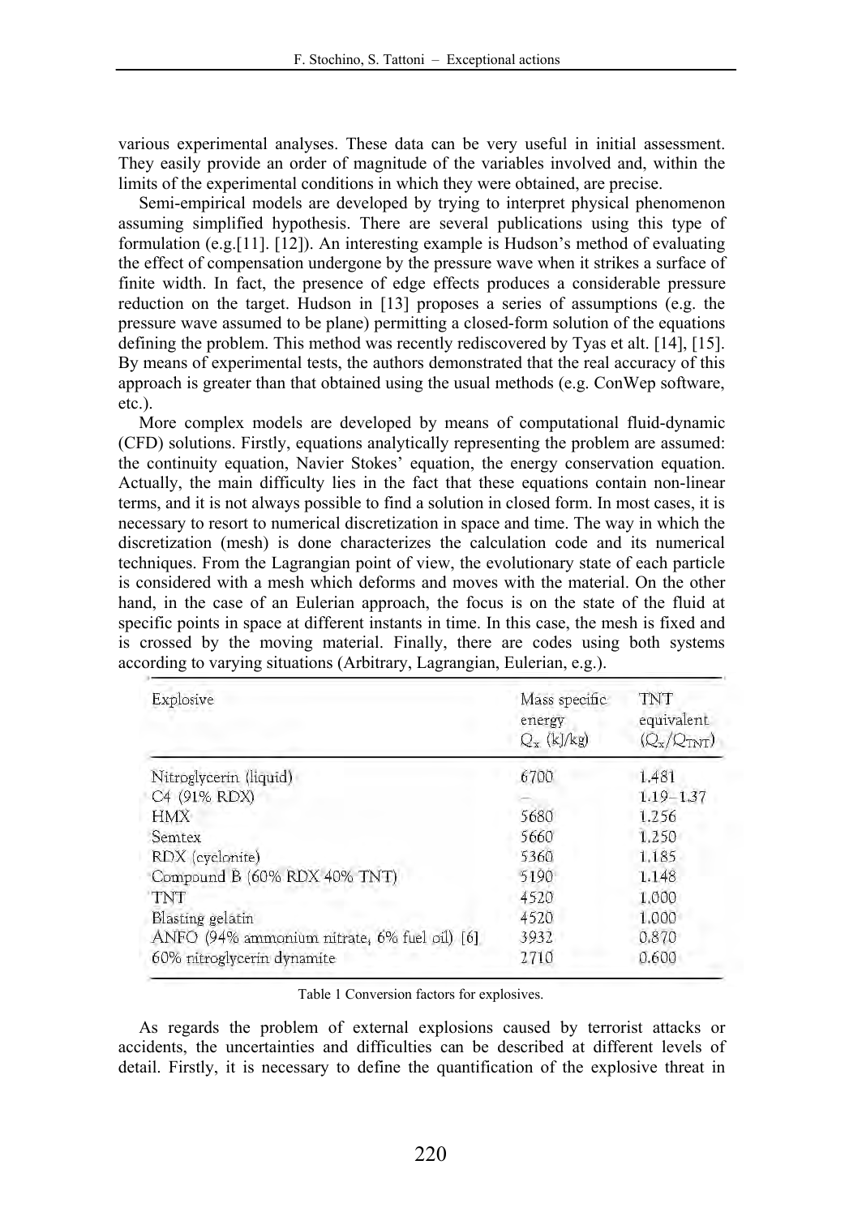various experimental analyses. These data can be very useful in initial assessment. They easily provide an order of magnitude of the variables involved and, within the limits of the experimental conditions in which they were obtained, are precise.

Semi-empirical models are developed by trying to interpret physical phenomenon assuming simplified hypothesis. There are several publications using this type of formulation (e.g.[11]. [12]). An interesting example is Hudson's method of evaluating the effect of compensation undergone by the pressure wave when it strikes a surface of finite width. In fact, the presence of edge effects produces a considerable pressure reduction on the target. Hudson in [13] proposes a series of assumptions (e.g. the pressure wave assumed to be plane) permitting a closed-form solution of the equations defining the problem. This method was recently rediscovered by Tyas et alt. [14], [15]. By means of experimental tests, the authors demonstrated that the real accuracy of this approach is greater than that obtained using the usual methods (e.g. ConWep software, etc.).

More complex models are developed by means of computational fluid-dynamic (CFD) solutions. Firstly, equations analytically representing the problem are assumed: the continuity equation, Navier Stokes' equation, the energy conservation equation. Actually, the main difficulty lies in the fact that these equations contain non-linear terms, and it is not always possible to find a solution in closed form. In most cases, it is necessary to resort to numerical discretization in space and time. The way in which the discretization (mesh) is done characterizes the calculation code and its numerical techniques. From the Lagrangian point of view, the evolutionary state of each particle is considered with a mesh which deforms and moves with the material. On the other hand, in the case of an Eulerian approach, the focus is on the state of the fluid at specific points in space at different instants in time. In this case, the mesh is fixed and is crossed by the moving material. Finally, there are codes using both systems according to varying situations (Arbitrary, Lagrangian, Eulerian, e.g.).

| Explosive | Mass specific energy $Q_x$ (kJ/kg) | TNT equivalent ($Q_x/Q_{TNT}$) |
|---|---|---|
| Nitroglycerin (liquid) | 6700 | 1.481 |
| C4 (91% RDX) | – | 1.19–1.37 |
| HMX | 5680 | 1.256 |
| Semtex | 5660 | 1.250 |
| RDX (cyclonite) | 5360 | 1.185 |
| Compound B (60% RDX 40% TNT) | 5190 | 1.148 |
| TNT | 4520 | 1.000 |
| Blasting gelatin | 4520 | 1.000 |
| ANFO (94% ammonium nitrate, 6% fuel oil) [6] | 3932 | 0.870 |
| 60% nitroglycerin dynamite | 2710 | 0.600 |

Table 1 Conversion factors for explosives.

As regards the problem of external explosions caused by terrorist attacks or accidents, the uncertainties and difficulties can be described at different levels of detail. Firstly, it is necessary to define the quantification of the explosive threat in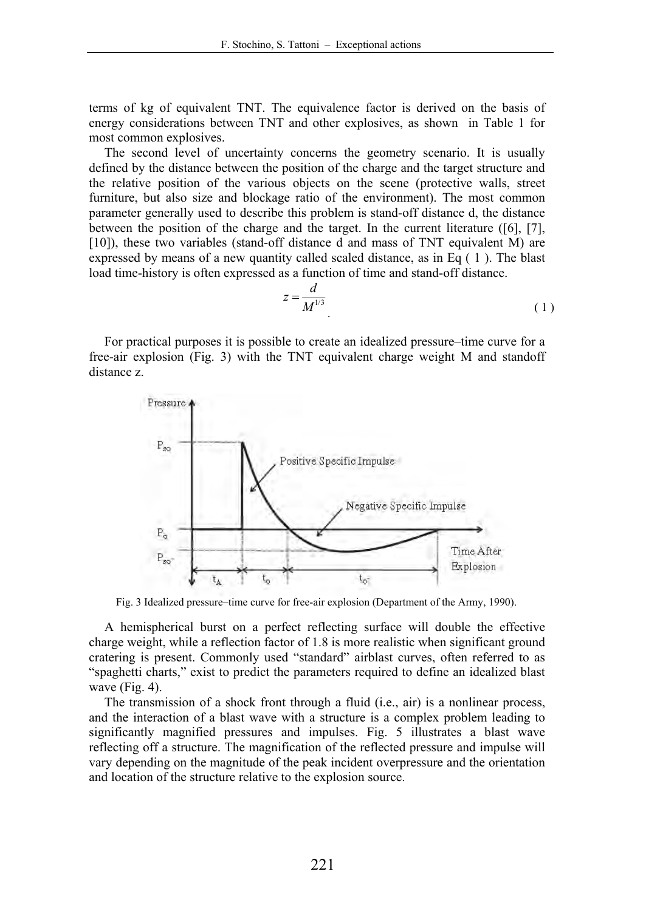terms of kg of equivalent TNT. The equivalence factor is derived on the basis of energy considerations between TNT and other explosives, as shown in Table 1 for most common explosives.

The second level of uncertainty concerns the geometry scenario. It is usually defined by the distance between the position of the charge and the target structure and the relative position of the various objects on the scene (protective walls, street furniture, but also size and blockage ratio of the environment). The most common parameter generally used to describe this problem is stand-off distance d, the distance between the position of the charge and the target. In the current literature ([6], [7], [10]), these two variables (stand-off distance d and mass of TNT equivalent M) are expressed by means of a new quantity called scaled distance, as in Eq ( 1 ). The blast load time-history is often expressed as a function of time and stand-off distance.

$$z = \frac{d}{M^{1/3}} \qquad (1)$$

For practical purposes it is possible to create an idealized pressure–time curve for a free-air explosion (Fig. 3) with the TNT equivalent charge weight M and standoff distance z.

Fig. 3 Idealized pressure–time curve for free-air explosion (Department of the Army, 1990).

A hemispherical burst on a perfect reflecting surface will double the effective charge weight, while a reflection factor of 1.8 is more realistic when significant ground cratering is present. Commonly used "standard" airblast curves, often referred to as "spaghetti charts," exist to predict the parameters required to define an idealized blast wave (Fig. 4).

The transmission of a shock front through a fluid (i.e., air) is a nonlinear process, and the interaction of a blast wave with a structure is a complex problem leading to significantly magnified pressures and impulses. Fig. 5 illustrates a blast wave reflecting off a structure. The magnification of the reflected pressure and impulse will vary depending on the magnitude of the peak incident overpressure and the orientation and location of the structure relative to the explosion source.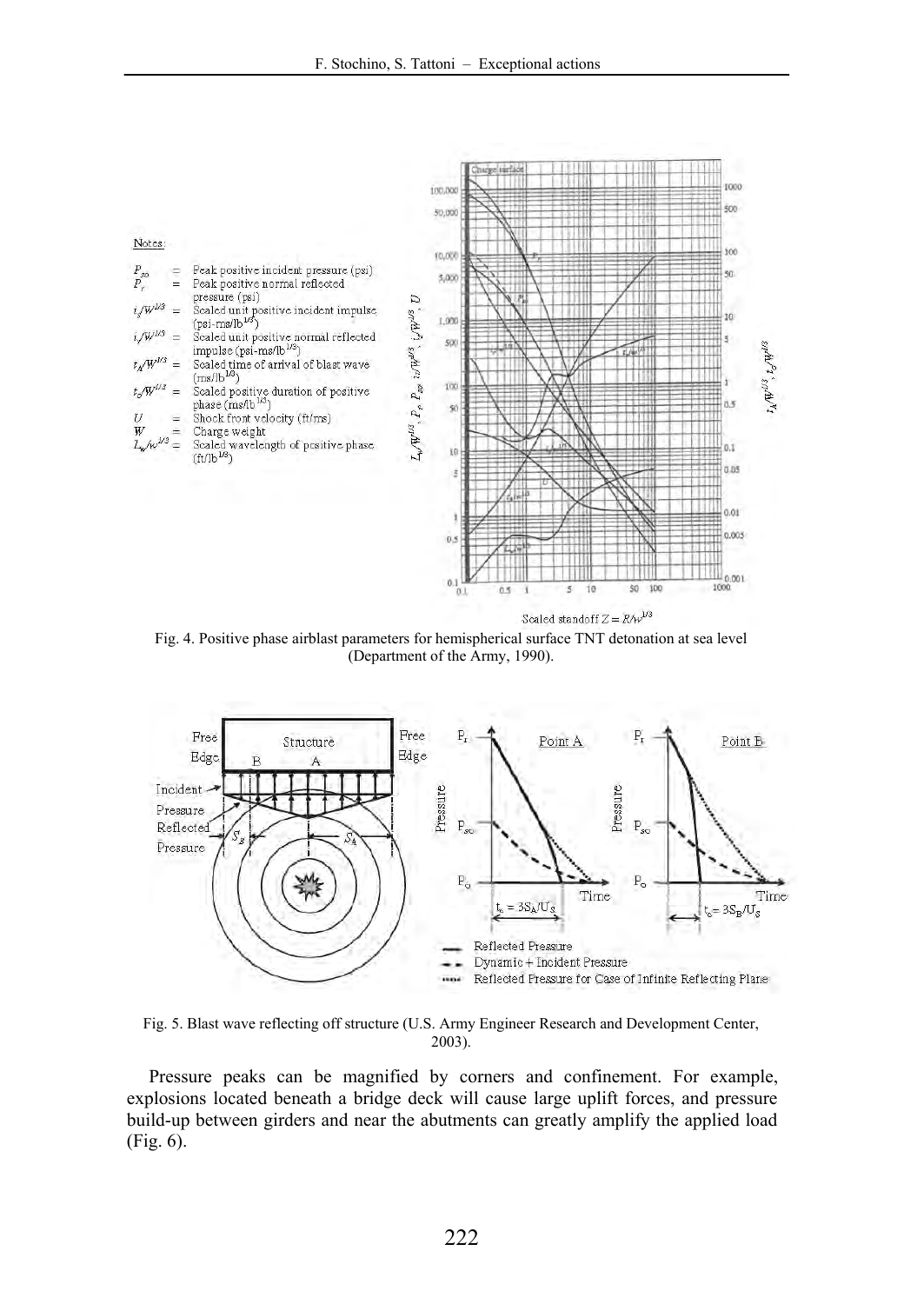Fig. 4. Positive phase airblast parameters for hemispherical surface TNT detonation at sea level (Department of the Army, 1990).

Fig. 5. Blast wave reflecting off structure (U.S. Army Engineer Research and Development Center, 2003).

Pressure peaks can be magnified by corners and confinement. For example, explosions located beneath a bridge deck will cause large uplift forces, and pressure build-up between girders and near the abutments can greatly amplify the applied load (Fig. 6).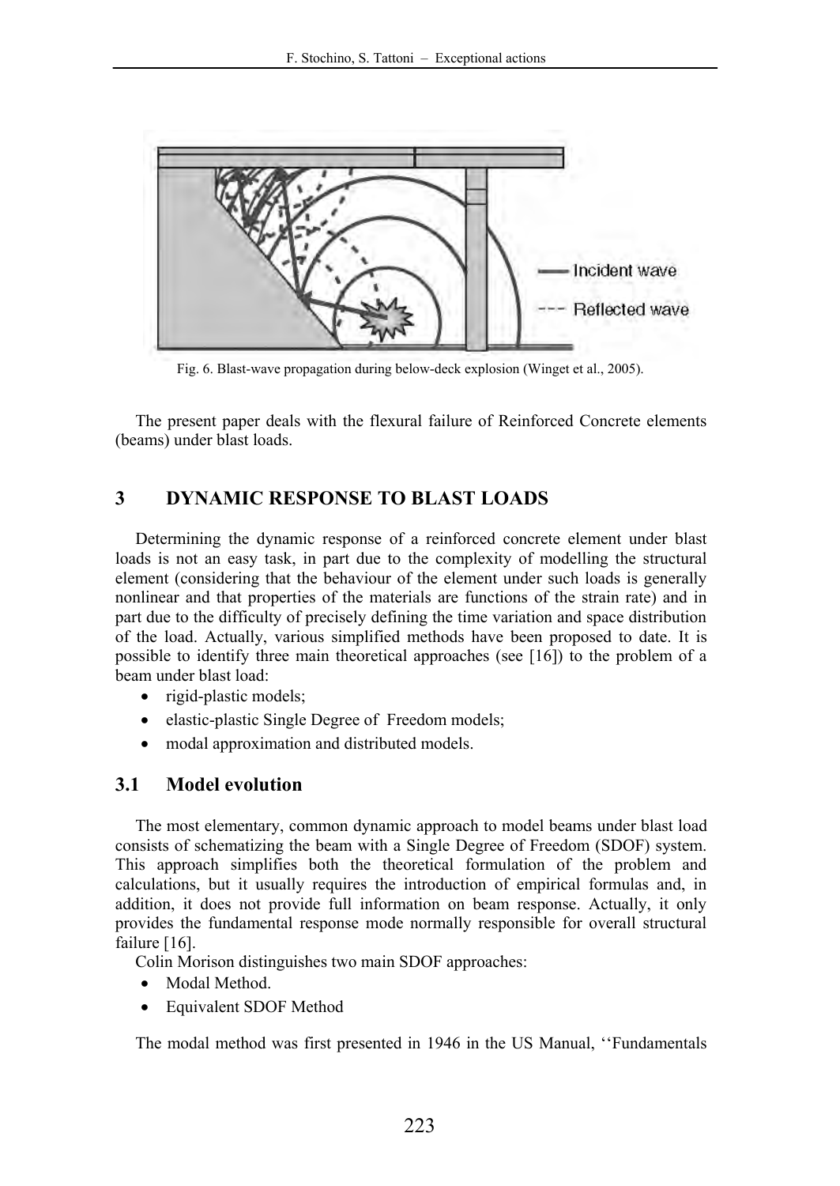Fig. 6. Blast-wave propagation during below-deck explosion (Winget et al., 2005).

The present paper deals with the flexural failure of Reinforced Concrete elements (beams) under blast loads.

## 3 DYNAMIC RESPONSE TO BLAST LOADS

Determining the dynamic response of a reinforced concrete element under blast loads is not an easy task, in part due to the complexity of modelling the structural element (considering that the behaviour of the element under such loads is generally nonlinear and that properties of the materials are functions of the strain rate) and in part due to the difficulty of precisely defining the time variation and space distribution of the load. Actually, various simplified methods have been proposed to date. It is possible to identify three main theoretical approaches (see [16]) to the problem of a beam under blast load:

- rigid-plastic models;
- elastic-plastic Single Degree of Freedom models;
- modal approximation and distributed models.

### 3.1 Model evolution

The most elementary, common dynamic approach to model beams under blast load consists of schematizing the beam with a Single Degree of Freedom (SDOF) system. This approach simplifies both the theoretical formulation of the problem and calculations, but it usually requires the introduction of empirical formulas and, in addition, it does not provide full information on beam response. Actually, it only provides the fundamental response mode normally responsible for overall structural failure [16].

Colin Morison distinguishes two main SDOF approaches:

- Modal Method.
- Equivalent SDOF Method

The modal method was first presented in 1946 in the US Manual, ''Fundamentals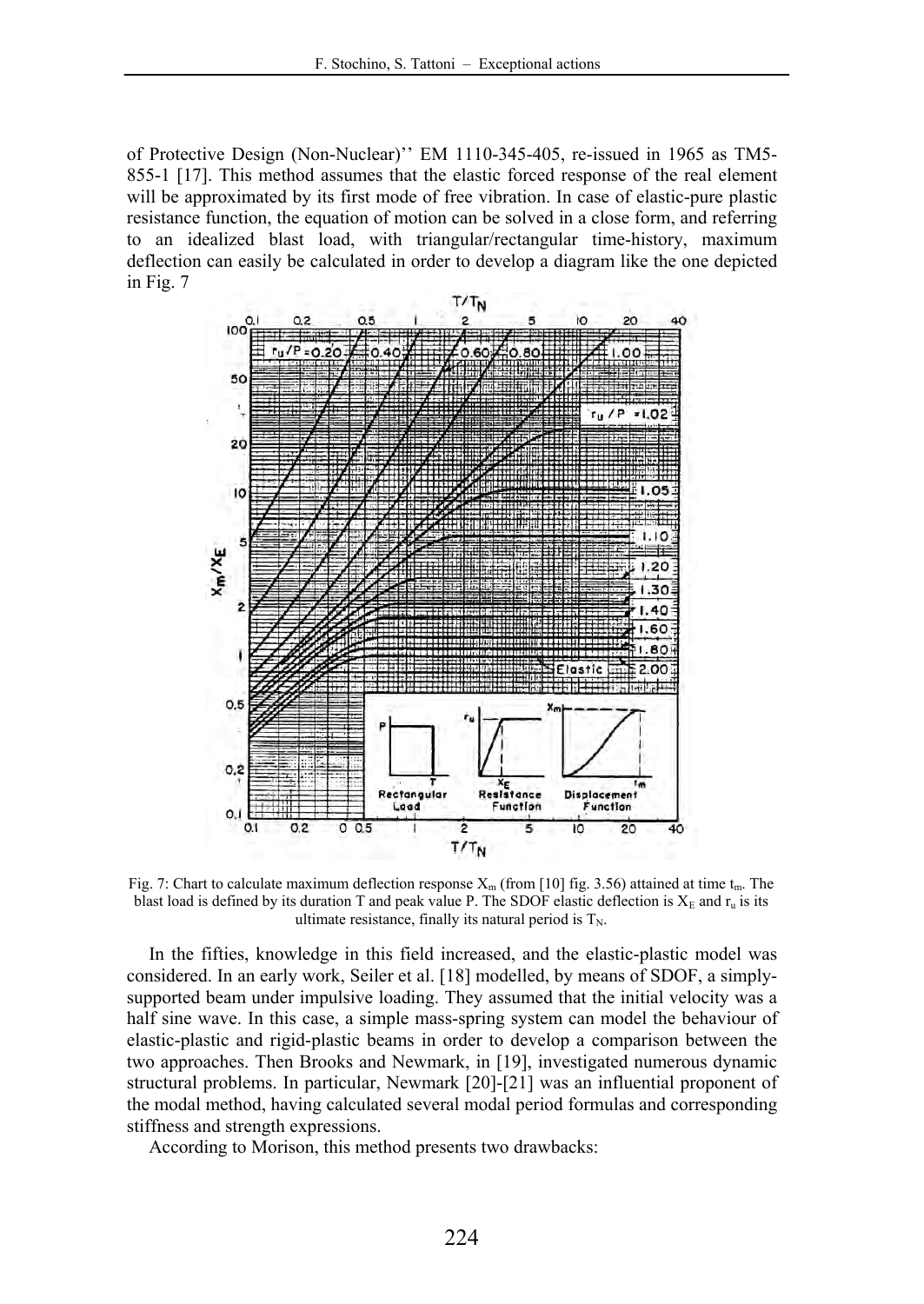of Protective Design (Non-Nuclear)'' EM 1110-345-405, re-issued in 1965 as TM5-855-1 [17]. This method assumes that the elastic forced response of the real element will be approximated by its first mode of free vibration. In case of elastic-pure plastic resistance function, the equation of motion can be solved in a close form, and referring to an idealized blast load, with triangular/rectangular time-history, maximum deflection can easily be calculated in order to develop a diagram like the one depicted in Fig. 7

Fig. 7: Chart to calculate maximum deflection response $X_m$ (from [10] fig. 3.56) attained at time $t_m$. The blast load is defined by its duration T and peak value P. The SDOF elastic deflection is $X_E$ and $r_u$ is its ultimate resistance, finally its natural period is $T_N$.

In the fifties, knowledge in this field increased, and the elastic-plastic model was considered. In an early work, Seiler et al. [18] modelled, by means of SDOF, a simply-supported beam under impulsive loading. They assumed that the initial velocity was a half sine wave. In this case, a simple mass-spring system can model the behaviour of elastic-plastic and rigid-plastic beams in order to develop a comparison between the two approaches. Then Brooks and Newmark, in [19], investigated numerous dynamic structural problems. In particular, Newmark [20]-[21] was an influential proponent of the modal method, having calculated several modal period formulas and corresponding stiffness and strength expressions.

According to Morison, this method presents two drawbacks: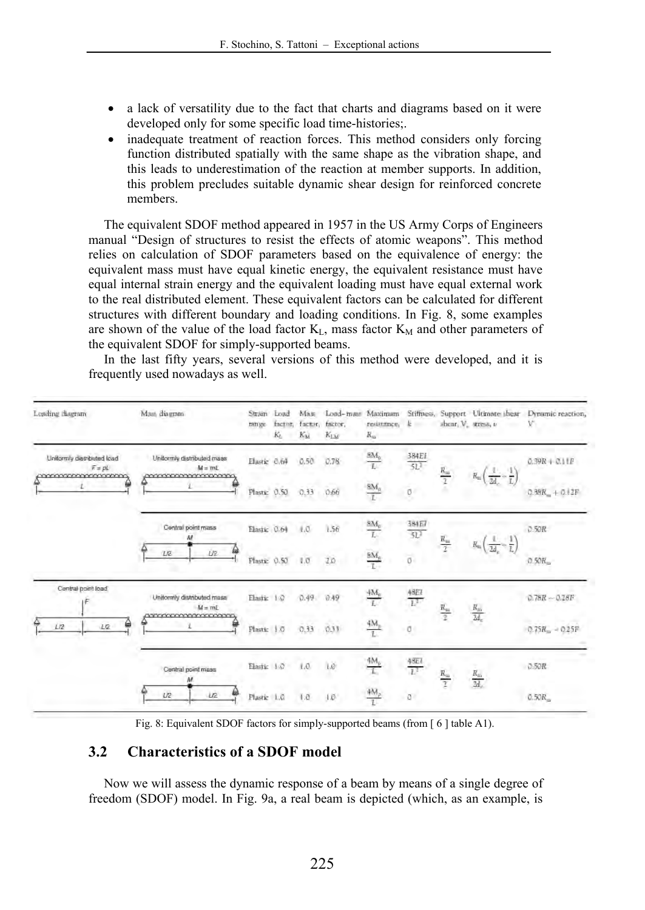- a lack of versatility due to the fact that charts and diagrams based on it were developed only for some specific load time-histories;.
- inadequate treatment of reaction forces. This method considers only forcing function distributed spatially with the same shape as the vibration shape, and this leads to underestimation of the reaction at member supports. In addition, this problem precludes suitable dynamic shear design for reinforced concrete members.

The equivalent SDOF method appeared in 1957 in the US Army Corps of Engineers manual "Design of structures to resist the effects of atomic weapons". This method relies on calculation of SDOF parameters based on the equivalence of energy: the equivalent mass must have equal kinetic energy, the equivalent resistance must have equal internal strain energy and the equivalent loading must have equal external work to the real distributed element. These equivalent factors can be calculated for different structures with different boundary and loading conditions. In Fig. 8, some examples are shown of the value of the load factor $K_L$, mass factor $K_M$ and other parameters of the equivalent SDOF for simply-supported beams.

In the last fifty years, several versions of this method were developed, and it is frequently used nowadays as well.

| Loading diagram | Mass diagram | Strain range | Load factor, $K_L$ | Mass factor, $K_M$ | Load–mass factor, $K_{LM}$ | Maximum resistance, $R_m$ | Stiffness, $k$ | Support shear, $V_s$ | Ultimate shear stress, $v$ | Dynamic reaction, $V$ |
|---|---|---|---|---|---|---|---|---|---|---|
| Uniformly distributed load $F = pL$ | Uniformly distributed mass $M = mL$ | Elastic | 0.64 | 0.50 | 0.78 | $\frac{8M_p}{L}$ | $\frac{384EI}{5L^3}$ | $\frac{R_m}{2}$ | $R_m\left(\frac{1}{2d_e}-\frac{1}{L}\right)$ | $0.39R + 0.11F$ |
| | | Plastic | 0.50 | 0.33 | 0.66 | $\frac{8M_p}{L}$ | 0 | | | $0.38R_m + 0.12F$ |
| | Central point mass $M$ | Elastic | 0.64 | 1.0 | 1.56 | $\frac{8M_p}{L}$ | $\frac{384EI}{5L^3}$ | $\frac{R_m}{2}$ | $R_m\left(\frac{1}{2d_e}-\frac{1}{L}\right)$ | $0.50R$ |
| | | Plastic | 0.50 | 1.0 | 2.0 | $\frac{8M_p}{L}$ | 0 | | | $0.50R_m$ |
| Central point load $F$ | Uniformly distributed mass $M = mL$ | Elastic | 1.0 | 0.49 | 0.49 | $\frac{4M_p}{L}$ | $\frac{48EI}{L^3}$ | $\frac{R_m}{2}$ | $\frac{R_m}{2d_e}$ | $0.78R - 0.28F$ |
| | | Plastic | 1.0 | 0.33 | 0.33 | $\frac{4M_p}{L}$ | 0 | | | $0.75R_m - 0.25F$ |
| | Central point mass $M$ | Elastic | 1.0 | 1.0 | 1.0 | $\frac{4M_p}{L}$ | $\frac{48EI}{L^3}$ | $\frac{R_m}{2}$ | $\frac{R_m}{2d_e}$ | $0.50R$ |
| | | Plastic | 1.0 | 1.0 | 1.0 | $\frac{4M_p}{L}$ | 0 | | | $0.50R_m$ |

Fig. 8: Equivalent SDOF factors for simply-supported beams (from [ 6 ] table A1).

## 3.2 Characteristics of a SDOF model

Now we will assess the dynamic response of a beam by means of a single degree of freedom (SDOF) model. In Fig. 9a, a real beam is depicted (which, as an example, is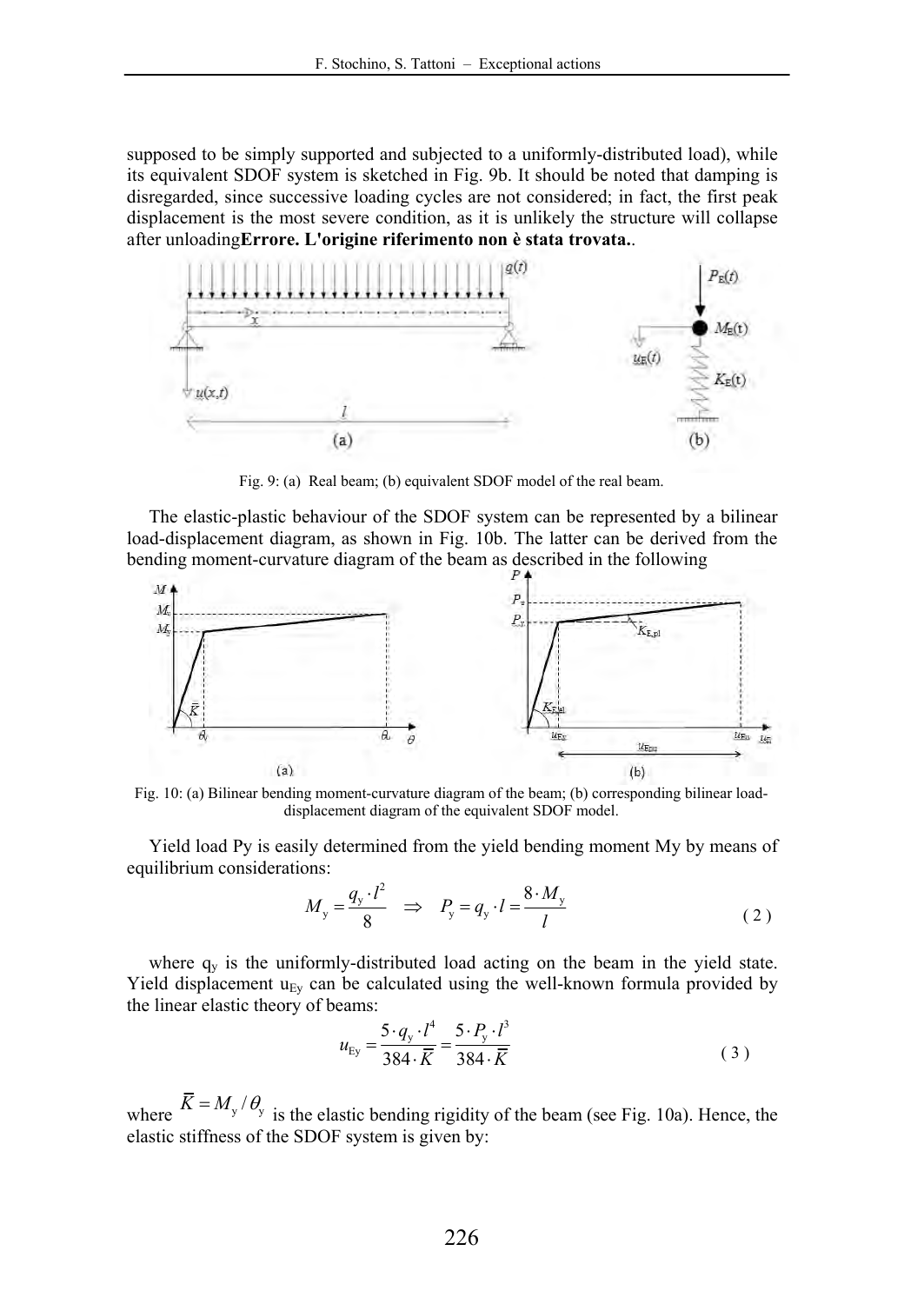supposed to be simply supported and subjected to a uniformly-distributed load), while its equivalent SDOF system is sketched in Fig. 9b. It should be noted that damping is disregarded, since successive loading cycles are not considered; in fact, the first peak displacement is the most severe condition, as it is unlikely the structure will collapse after unloading**Errore. L'origine riferimento non è stata trovata.**.

Fig. 9: (a) Real beam; (b) equivalent SDOF model of the real beam.

The elastic-plastic behaviour of the SDOF system can be represented by a bilinear load-displacement diagram, as shown in Fig. 10b. The latter can be derived from the bending moment-curvature diagram of the beam as described in the following

Fig. 10: (a) Bilinear bending moment-curvature diagram of the beam; (b) corresponding bilinear load-displacement diagram of the equivalent SDOF model.

Yield load Py is easily determined from the yield bending moment My by means of equilibrium considerations:

$$M_{\mathrm{y}} = \frac{q_{\mathrm{y}} \cdot l^2}{8} \quad \Rightarrow \quad P_{\mathrm{y}} = q_{\mathrm{y}} \cdot l = \frac{8 \cdot M_{\mathrm{y}}}{l} \tag{2}$$

where $q_y$ is the uniformly-distributed load acting on the beam in the yield state. Yield displacement $u_{Ey}$ can be calculated using the well-known formula provided by the linear elastic theory of beams:

$$u_{\mathrm{Ey}} = \frac{5 \cdot q_{\mathrm{y}} \cdot l^4}{384 \cdot \overline{K}} = \frac{5 \cdot P_{\mathrm{y}} \cdot l^3}{384 \cdot \overline{K}} \tag{3}$$

where $\overline{K} = M_{\mathrm{y}} / \theta_{\mathrm{y}}$ is the elastic bending rigidity of the beam (see Fig. 10a). Hence, the elastic stiffness of the SDOF system is given by: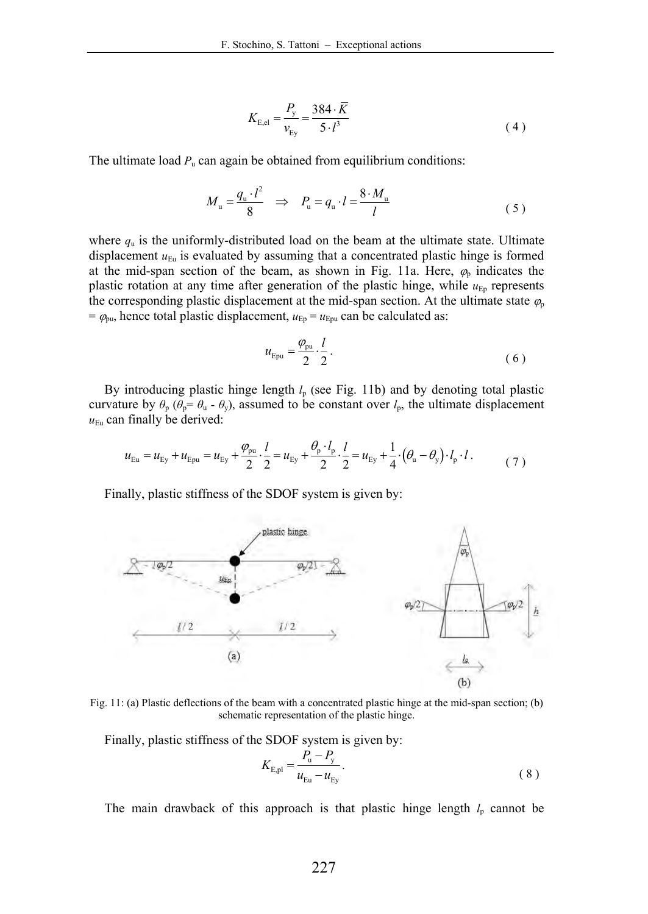$$K_{\mathrm{E,el}} = \frac{P_{\mathrm{y}}}{v_{\mathrm{Ey}}} = \frac{384 \cdot \overline{K}}{5 \cdot l^3} \tag{4}$$

The ultimate load $P_{\mathrm{u}}$ can again be obtained from equilibrium conditions:

$$M_{\mathrm{u}} = \frac{q_{\mathrm{u}} \cdot l^2}{8} \quad \Rightarrow \quad P_{\mathrm{u}} = q_{\mathrm{u}} \cdot l = \frac{8 \cdot M_{\mathrm{u}}}{l} \tag{5}$$

where $q_{\mathrm{u}}$ is the uniformly-distributed load on the beam at the ultimate state. Ultimate displacement $u_{\mathrm{Eu}}$ is evaluated by assuming that a concentrated plastic hinge is formed at the mid-span section of the beam, as shown in Fig. 11a. Here, $\varphi_{\mathrm{p}}$ indicates the plastic rotation at any time after generation of the plastic hinge, while $u_{\mathrm{Ep}}$ represents the corresponding plastic displacement at the mid-span section. At the ultimate state $\varphi_{\mathrm{p}} = \varphi_{\mathrm{pu}}$, hence total plastic displacement, $u_{\mathrm{Ep}} = u_{\mathrm{Epu}}$ can be calculated as:

$$u_{\mathrm{Epu}} = \frac{\varphi_{\mathrm{pu}}}{2} \cdot \frac{l}{2}\,. \tag{6}$$

By introducing plastic hinge length $l_{\mathrm{p}}$ (see Fig. 11b) and by denoting total plastic curvature by $\theta_{\mathrm{p}}$ ($\theta_{\mathrm{p}} = \theta_{\mathrm{u}} - \theta_{\mathrm{y}}$), assumed to be constant over $l_{\mathrm{p}}$, the ultimate displacement $u_{\mathrm{Eu}}$ can finally be derived:

$$u_{\mathrm{Eu}} = u_{\mathrm{Ey}} + u_{\mathrm{Epu}} = u_{\mathrm{Ey}} + \frac{\varphi_{\mathrm{pu}}}{2} \cdot \frac{l}{2} = u_{\mathrm{Ey}} + \frac{\theta_{\mathrm{p}} \cdot l_{\mathrm{p}}}{2} \cdot \frac{l}{2} = u_{\mathrm{Ey}} + \frac{1}{4} \cdot \left(\theta_{\mathrm{u}} - \theta_{\mathrm{y}}\right) \cdot l_{\mathrm{p}} \cdot l\,. \tag{7}$$

Finally, plastic stiffness of the SDOF system is given by:

Fig. 11: (a) Plastic deflections of the beam with a concentrated plastic hinge at the mid-span section; (b) schematic representation of the plastic hinge.

Finally, plastic stiffness of the SDOF system is given by:

$$K_{\mathrm{E,pl}} = \frac{P_{\mathrm{u}} - P_{\mathrm{y}}}{u_{\mathrm{Eu}} - u_{\mathrm{Ey}}}\,. \tag{8}$$

The main drawback of this approach is that plastic hinge length $l_{\mathrm{p}}$ cannot be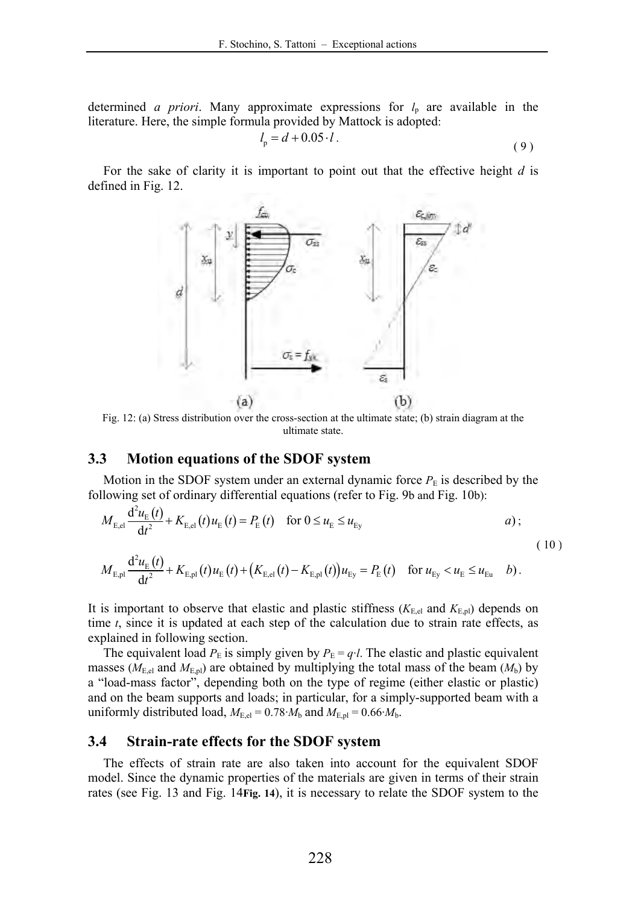determined *a priori*. Many approximate expressions for $l_p$ are available in the literature. Here, the simple formula provided by Mattock is adopted:

$$l_p = d + 0.05 \cdot l \,. \tag{9}$$

For the sake of clarity it is important to point out that the effective height $d$ is defined in Fig. 12.

Fig. 12: (a) Stress distribution over the cross-section at the ultimate state; (b) strain diagram at the ultimate state.

## 3.3 Motion equations of the SDOF system

Motion in the SDOF system under an external dynamic force $P_E$ is described by the following set of ordinary differential equations (refer to Fig. 9b and Fig. 10b):

$$\begin{aligned} &M_{E,el} \frac{d^2 u_E(t)}{dt^2} + K_{E,el}(t) u_E(t) = P_E(t) \quad \text{for } 0 \le u_E \le u_{Ey} \quad a); \\ &M_{E,pl} \frac{d^2 u_E(t)}{dt^2} + K_{E,pl}(t) u_E(t) + \left(K_{E,el}(t) - K_{E,pl}(t)\right) u_{Ey} = P_E(t) \quad \text{for } u_{Ey} < u_E \le u_{Eu} \quad b). \end{aligned} \tag{10}$$

It is important to observe that elastic and plastic stiffness ($K_{E,el}$ and $K_{E,pl}$) depends on time $t$, since it is updated at each step of the calculation due to strain rate effects, as explained in following section.

The equivalent load $P_E$ is simply given by $P_E = q \cdot l$. The elastic and plastic equivalent masses ($M_{E,el}$ and $M_{E,pl}$) are obtained by multiplying the total mass of the beam ($M_b$) by a "load-mass factor", depending both on the type of regime (either elastic or plastic) and on the beam supports and loads; in particular, for a simply-supported beam with a uniformly distributed load, $M_{E,el} = 0.78 \cdot M_b$ and $M_{E,pl} = 0.66 \cdot M_b$.

## 3.4 Strain-rate effects for the SDOF system

The effects of strain rate are also taken into account for the equivalent SDOF model. Since the dynamic properties of the materials are given in terms of their strain rates (see Fig. 13 and Fig. 14**Fig. 14**), it is necessary to relate the SDOF system to the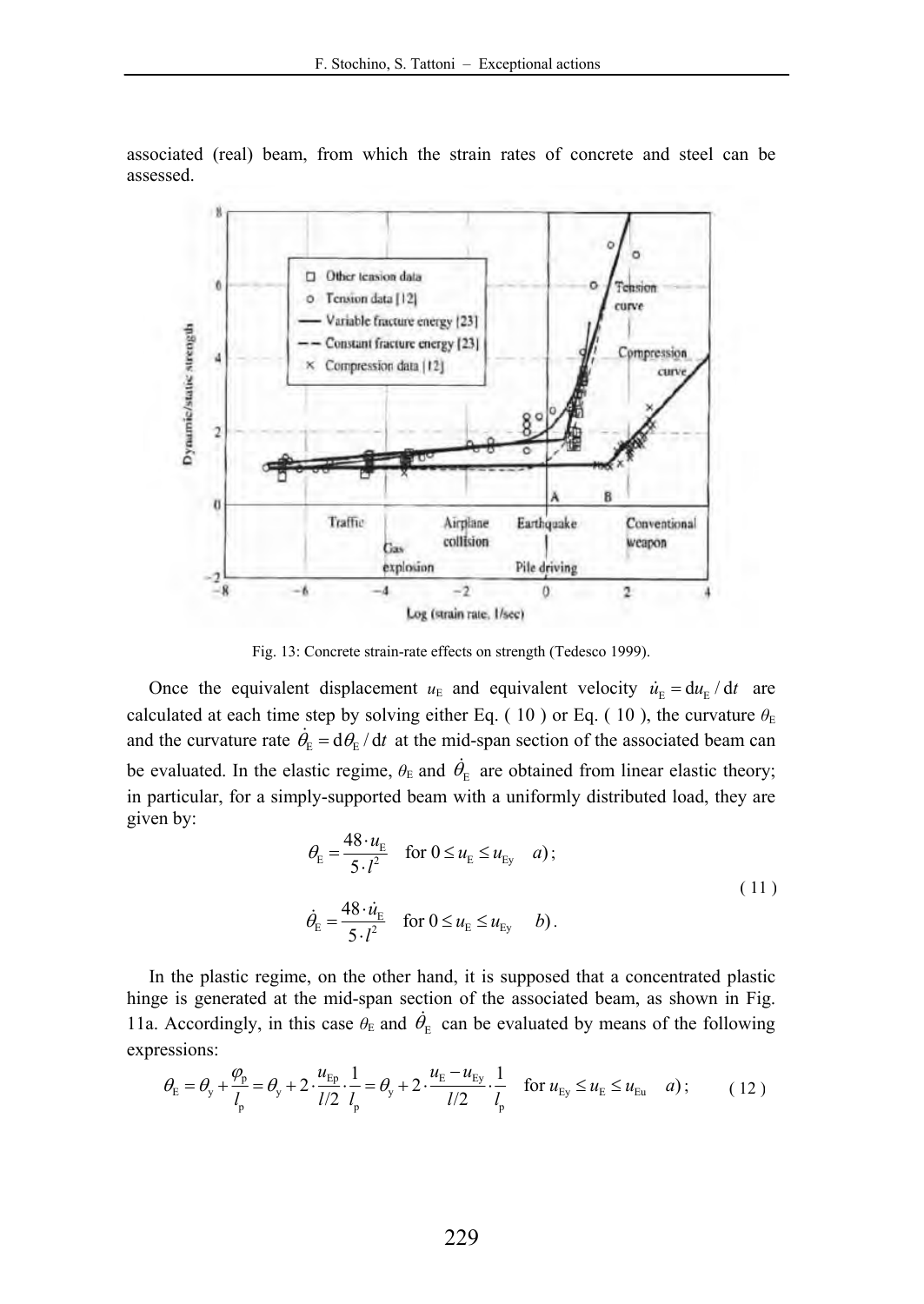associated (real) beam, from which the strain rates of concrete and steel can be assessed.

Fig. 13: Concrete strain-rate effects on strength (Tedesco 1999).

Once the equivalent displacement $u_E$ and equivalent velocity $\dot{u}_E = du_E / dt$ are calculated at each time step by solving either Eq. ( 10 ) or Eq. ( 10 ), the curvature $\theta_E$ and the curvature rate $\dot{\theta}_E = d\theta_E / dt$ at the mid-span section of the associated beam can be evaluated. In the elastic regime, $\theta_E$ and $\dot{\theta}_E$ are obtained from linear elastic theory; in particular, for a simply-supported beam with a uniformly distributed load, they are given by:

$$\theta_E = \frac{48 \cdot u_E}{5 \cdot l^2} \quad \text{for } 0 \leq u_E \leq u_{Ey} \quad a);$$

$$\dot{\theta}_E = \frac{48 \cdot \dot{u}_E}{5 \cdot l^2} \quad \text{for } 0 \leq u_E \leq u_{Ey} \quad b). \tag{11}$$

In the plastic regime, on the other hand, it is supposed that a concentrated plastic hinge is generated at the mid-span section of the associated beam, as shown in Fig. 11a. Accordingly, in this case $\theta_E$ and $\dot{\theta}_E$ can be evaluated by means of the following expressions:

$$\theta_E = \theta_y + \frac{\varphi_p}{l_p} = \theta_y + 2 \cdot \frac{u_{Ep}}{l/2} \cdot \frac{1}{l_p} = \theta_y + 2 \cdot \frac{u_E - u_{Ey}}{l/2} \cdot \frac{1}{l_p} \quad \text{for } u_{Ey} \leq u_E \leq u_{Eu} \quad a); \tag{12}$$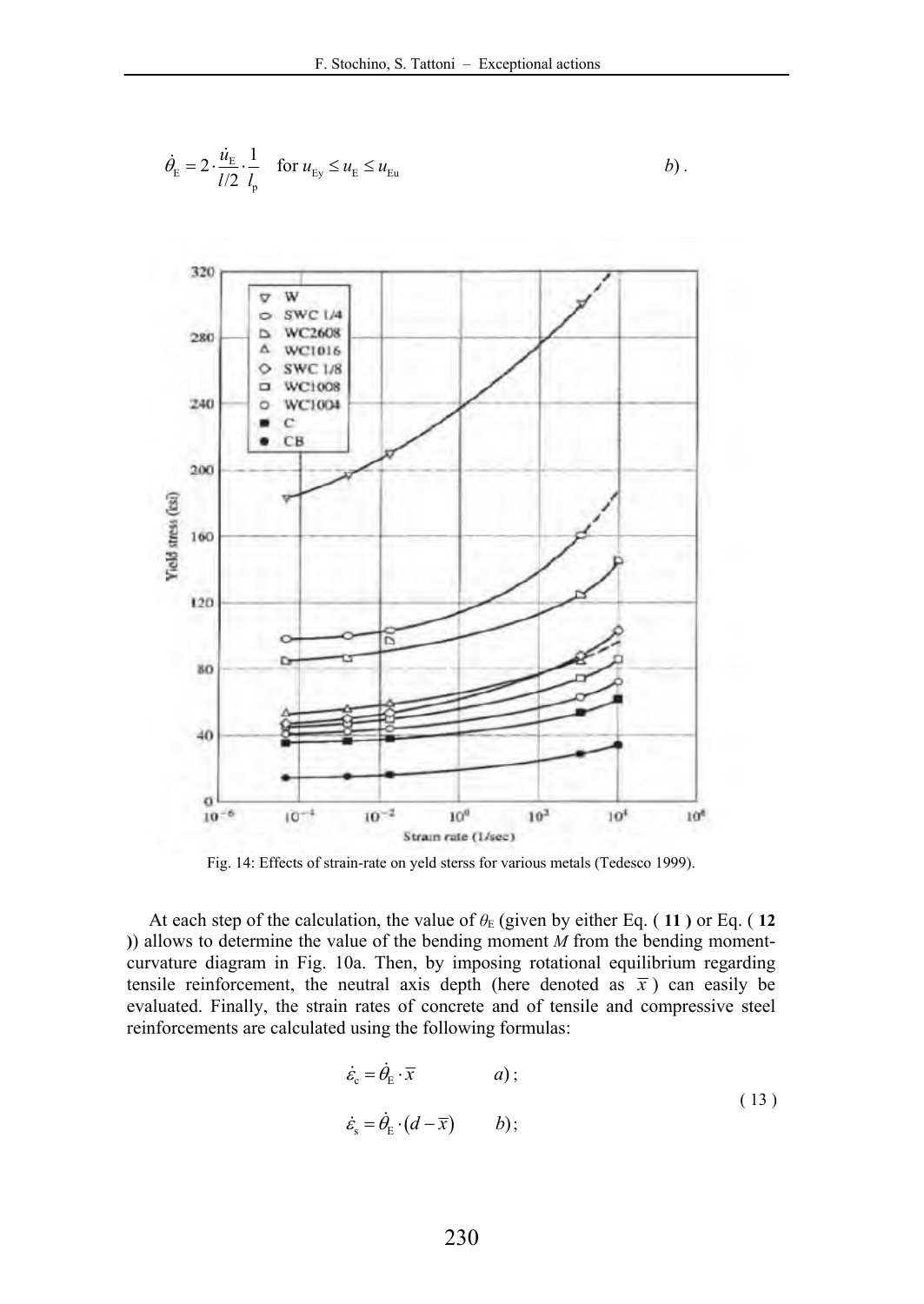$$\dot{\theta}_{\mathrm{E}} = 2 \cdot \frac{\dot{u}_{\mathrm{E}}}{l/2} \cdot \frac{1}{l_{\mathrm{p}}} \quad \text{for } u_{\mathrm{Ey}} \leq u_{\mathrm{E}} \leq u_{\mathrm{Eu}} \qquad b).$$

Fig. 14: Effects of strain-rate on yeld sterss for various metals (Tedesco 1999).

At each step of the calculation, the value of $\theta_{\mathrm{E}}$ (given by either Eq. ( **11** ) or Eq. ( **12** )) allows to determine the value of the bending moment $M$ from the bending moment-curvature diagram in Fig. 10a. Then, by imposing rotational equilibrium regarding tensile reinforcement, the neutral axis depth (here denoted as $\overline{x}$) can easily be evaluated. Finally, the strain rates of concrete and of tensile and compressive steel reinforcements are calculated using the following formulas:

$$\dot{\varepsilon}_{\mathrm{c}} = \dot{\theta}_{\mathrm{E}} \cdot \overline{x} \qquad a);$$

$$\dot{\varepsilon}_{\mathrm{s}} = \dot{\theta}_{\mathrm{E}} \cdot \left(d - \overline{x}\right) \qquad b); \tag{13}$$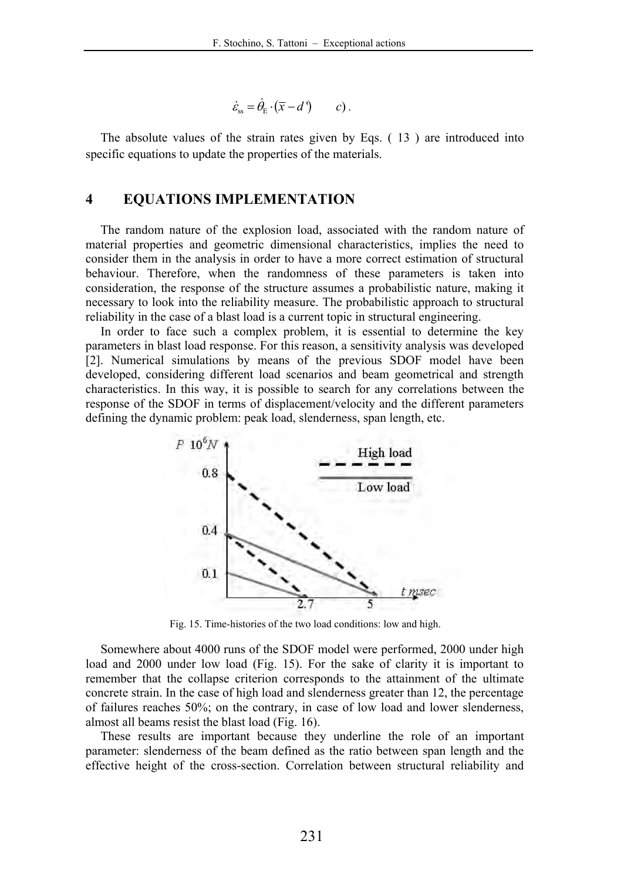$$\dot{\varepsilon}_{ss} = \dot{\theta}_E \cdot (\overline{x} - d') \qquad c) .$$

The absolute values of the strain rates given by Eqs. ( 13 ) are introduced into specific equations to update the properties of the materials.

## 4 EQUATIONS IMPLEMENTATION

The random nature of the explosion load, associated with the random nature of material properties and geometric dimensional characteristics, implies the need to consider them in the analysis in order to have a more correct estimation of structural behaviour. Therefore, when the randomness of these parameters is taken into consideration, the response of the structure assumes a probabilistic nature, making it necessary to look into the reliability measure. The probabilistic approach to structural reliability in the case of a blast load is a current topic in structural engineering.

In order to face such a complex problem, it is essential to determine the key parameters in blast load response. For this reason, a sensitivity analysis was developed [2]. Numerical simulations by means of the previous SDOF model have been developed, considering different load scenarios and beam geometrical and strength characteristics. In this way, it is possible to search for any correlations between the response of the SDOF in terms of displacement/velocity and the different parameters defining the dynamic problem: peak load, slenderness, span length, etc.

Fig. 15. Time-histories of the two load conditions: low and high.

Somewhere about 4000 runs of the SDOF model were performed, 2000 under high load and 2000 under low load (Fig. 15). For the sake of clarity it is important to remember that the collapse criterion corresponds to the attainment of the ultimate concrete strain. In the case of high load and slenderness greater than 12, the percentage of failures reaches 50%; on the contrary, in case of low load and lower slenderness, almost all beams resist the blast load (Fig. 16).

These results are important because they underline the role of an important parameter: slenderness of the beam defined as the ratio between span length and the effective height of the cross-section. Correlation between structural reliability and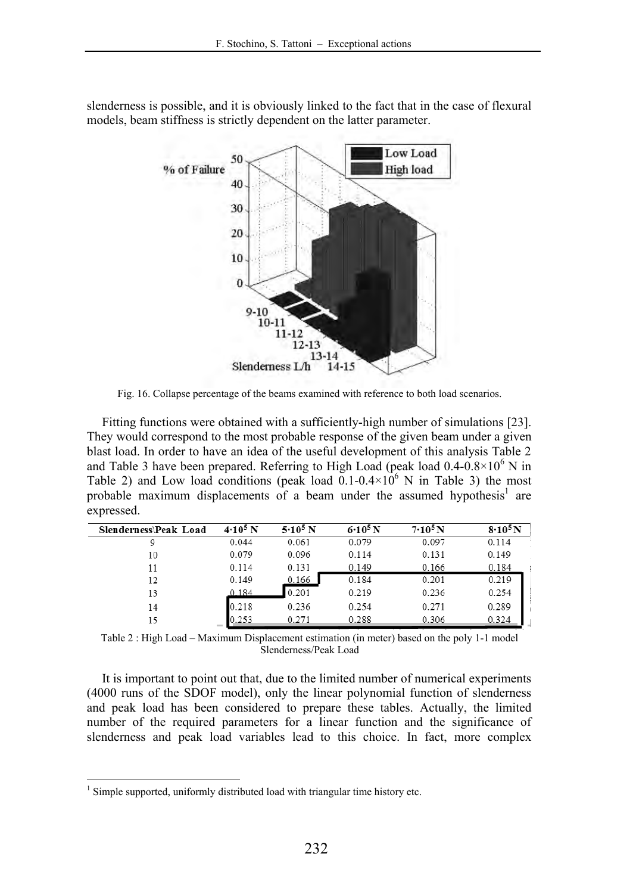slenderness is possible, and it is obviously linked to the fact that in the case of flexural models, beam stiffness is strictly dependent on the latter parameter.

Fig. 16. Collapse percentage of the beams examined with reference to both load scenarios.

Fitting functions were obtained with a sufficiently-high number of simulations [23]. They would correspond to the most probable response of the given beam under a given blast load. In order to have an idea of the useful development of this analysis Table 2 and Table 3 have been prepared. Referring to High Load (peak load $0.4\text{-}0.8\times10^6$ N in Table 2) and Low load conditions (peak load $0.1\text{-}0.4\times10^6$ N in Table 3) the most probable maximum displacements of a beam under the assumed hypothesis[1] are expressed.

| Slenderness\Peak Load | $4\cdot10^5$ N | $5\cdot10^5$ N | $6\cdot10^5$ N | $7\cdot10^5$ N | $8\cdot10^5$ N |
|---|---|---|---|---|---|
| 9 | 0.044 | 0.061 | 0.079 | 0.097 | 0.114 |
| 10 | 0.079 | 0.096 | 0.114 | 0.131 | 0.149 |
| 11 | 0.114 | 0.131 | 0.149 | 0.166 | 0.184 |
| 12 | 0.149 | 0.166 | 0.184 | 0.201 | 0.219 |
| 13 | 0.184 | 0.201 | 0.219 | 0.236 | 0.254 |
| 14 | 0.218 | 0.236 | 0.254 | 0.271 | 0.289 |
| 15 | 0.253 | 0.271 | 0.288 | 0.306 | 0.324 |

Table 2 : High Load – Maximum Displacement estimation (in meter) based on the poly 1-1 model Slenderness/Peak Load

It is important to point out that, due to the limited number of numerical experiments (4000 runs of the SDOF model), only the linear polynomial function of slenderness and peak load has been considered to prepare these tables. Actually, the limited number of the required parameters for a linear function and the significance of slenderness and peak load variables lead to this choice. In fact, more complex

[1] Simple supported, uniformly distributed load with triangular time history etc.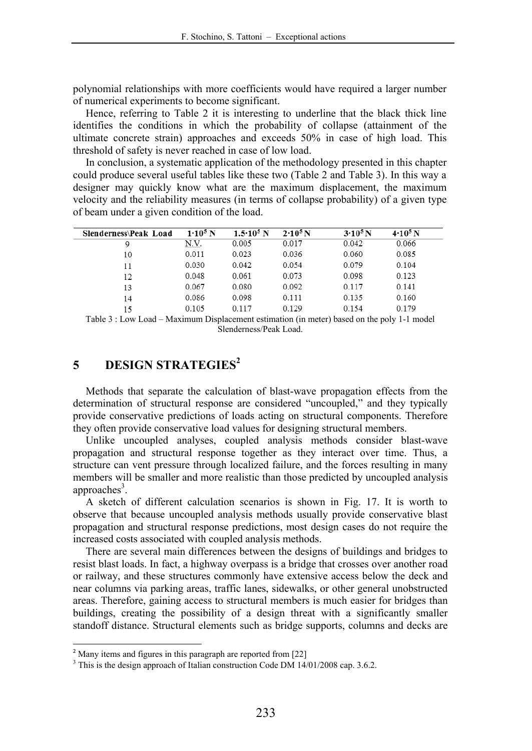polynomial relationships with more coefficients would have required a larger number of numerical experiments to become significant.

Hence, referring to Table 2 it is interesting to underline that the black thick line identifies the conditions in which the probability of collapse (attainment of the ultimate concrete strain) approaches and exceeds 50% in case of high load. This threshold of safety is never reached in case of low load.

In conclusion, a systematic application of the methodology presented in this chapter could produce several useful tables like these two (Table 2 and Table 3). In this way a designer may quickly know what are the maximum displacement, the maximum velocity and the reliability measures (in terms of collapse probability) of a given type of beam under a given condition of the load.

| Slenderness\Peak Load | $1 \cdot 10^5$ N | $1.5 \cdot 10^5$ N | $2 \cdot 10^5$ N | $3 \cdot 10^5$ N | $4 \cdot 10^5$ N |
|---|---|---|---|---|---|
| 9 | N.V. | 0.005 | 0.017 | 0.042 | 0.066 |
| 10 | 0.011 | 0.023 | 0.036 | 0.060 | 0.085 |
| 11 | 0.030 | 0.042 | 0.054 | 0.079 | 0.104 |
| 12 | 0.048 | 0.061 | 0.073 | 0.098 | 0.123 |
| 13 | 0.067 | 0.080 | 0.092 | 0.117 | 0.141 |
| 14 | 0.086 | 0.098 | 0.111 | 0.135 | 0.160 |
| 15 | 0.105 | 0.117 | 0.129 | 0.154 | 0.179 |

Table 3 : Low Load – Maximum Displacement estimation (in meter) based on the poly 1-1 model Slenderness/Peak Load.

## 5 DESIGN STRATEGIES[2]

Methods that separate the calculation of blast-wave propagation effects from the determination of structural response are considered "uncoupled," and they typically provide conservative predictions of loads acting on structural components. Therefore they often provide conservative load values for designing structural members.

Unlike uncoupled analyses, coupled analysis methods consider blast-wave propagation and structural response together as they interact over time. Thus, a structure can vent pressure through localized failure, and the forces resulting in many members will be smaller and more realistic than those predicted by uncoupled analysis approaches[3].

A sketch of different calculation scenarios is shown in Fig. 17. It is worth to observe that because uncoupled analysis methods usually provide conservative blast propagation and structural response predictions, most design cases do not require the increased costs associated with coupled analysis methods.

There are several main differences between the designs of buildings and bridges to resist blast loads. In fact, a highway overpass is a bridge that crosses over another road or railway, and these structures commonly have extensive access below the deck and near columns via parking areas, traffic lanes, sidewalks, or other general unobstructed areas. Therefore, gaining access to structural members is much easier for bridges than buildings, creating the possibility of a design threat with a significantly smaller standoff distance. Structural elements such as bridge supports, columns and decks are

[2] Many items and figures in this paragraph are reported from [22]

[3] This is the design approach of Italian construction Code DM 14/01/2008 cap. 3.6.2.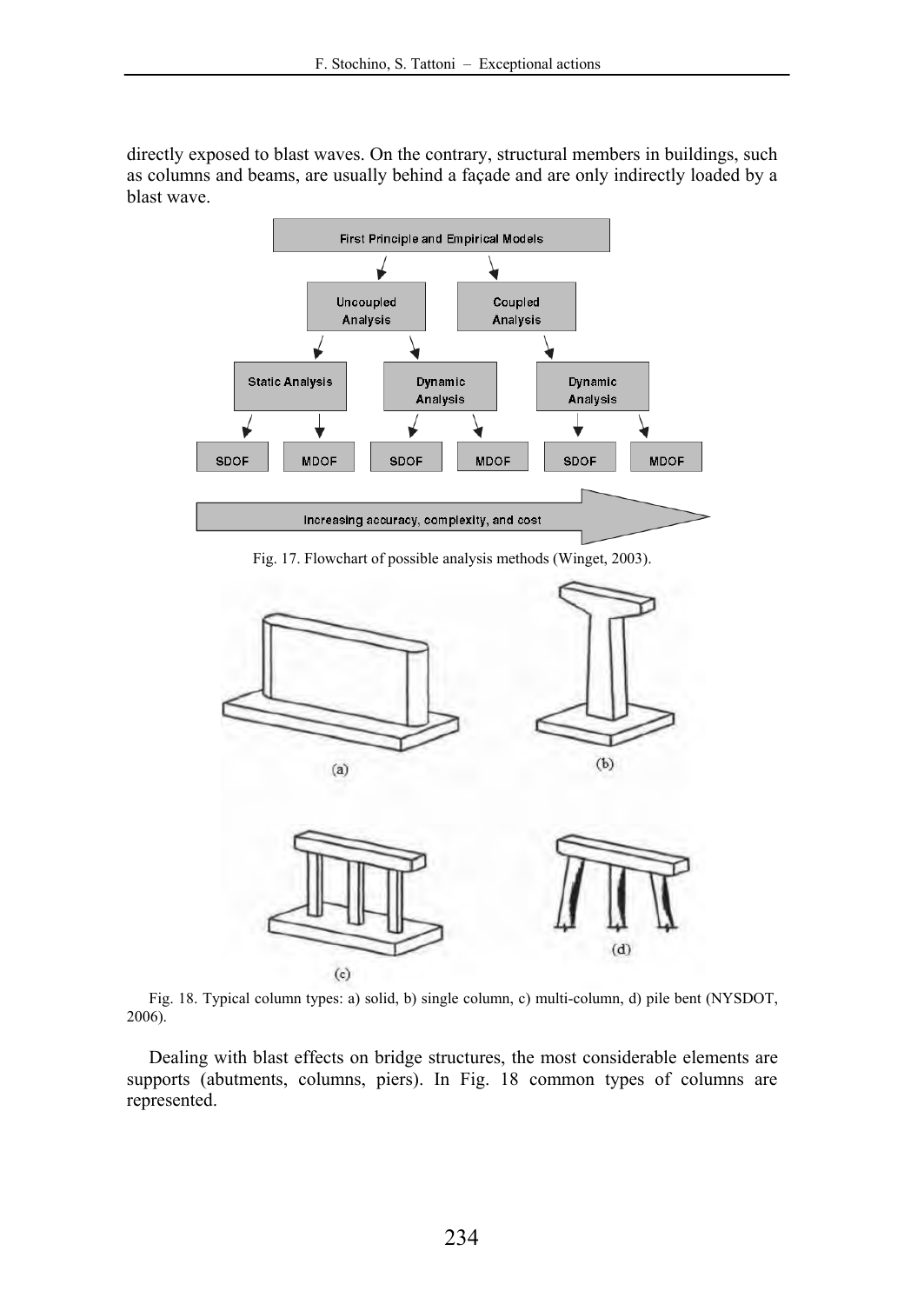directly exposed to blast waves. On the contrary, structural members in buildings, such as columns and beams, are usually behind a façade and are only indirectly loaded by a blast wave.

Fig. 17. Flowchart of possible analysis methods (Winget, 2003).

Fig. 18. Typical column types: a) solid, b) single column, c) multi-column, d) pile bent (NYSDOT, 2006).

Dealing with blast effects on bridge structures, the most considerable elements are supports (abutments, columns, piers). In Fig. 18 common types of columns are represented.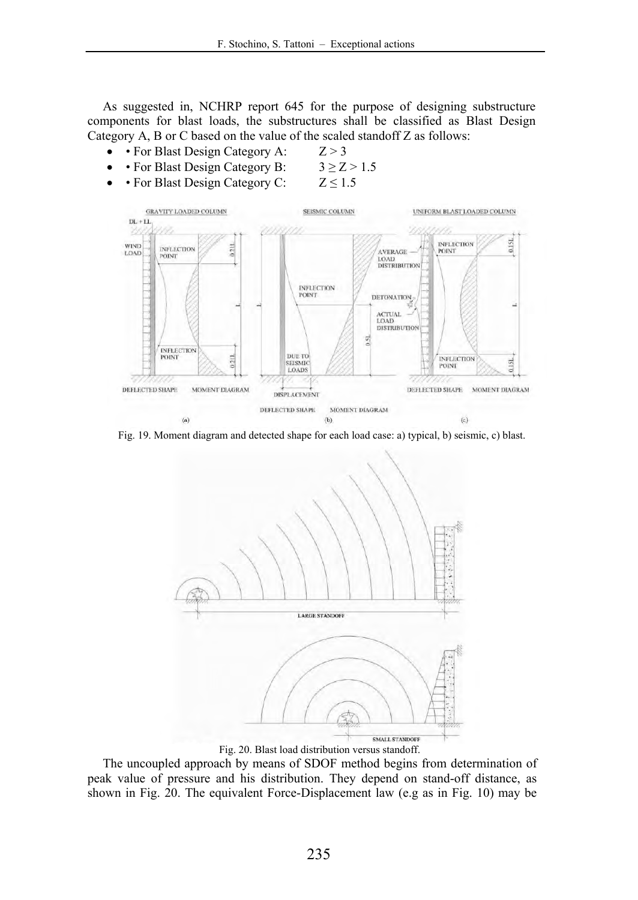As suggested in, NCHRP report 645 for the purpose of designing substructure components for blast loads, the substructures shall be classified as Blast Design Category A, B or C based on the value of the scaled standoff Z as follows:

- • For Blast Design Category A: $Z > 3$
- • For Blast Design Category B: $3 \geq Z > 1.5$
- • For Blast Design Category C: $Z \leq 1.5$

Fig. 19. Moment diagram and detected shape for each load case: a) typical, b) seismic, c) blast.

Fig. 20. Blast load distribution versus standoff.

The uncoupled approach by means of SDOF method begins from determination of peak value of pressure and his distribution. They depend on stand-off distance, as shown in Fig. 20. The equivalent Force-Displacement law (e.g as in Fig. 10) may be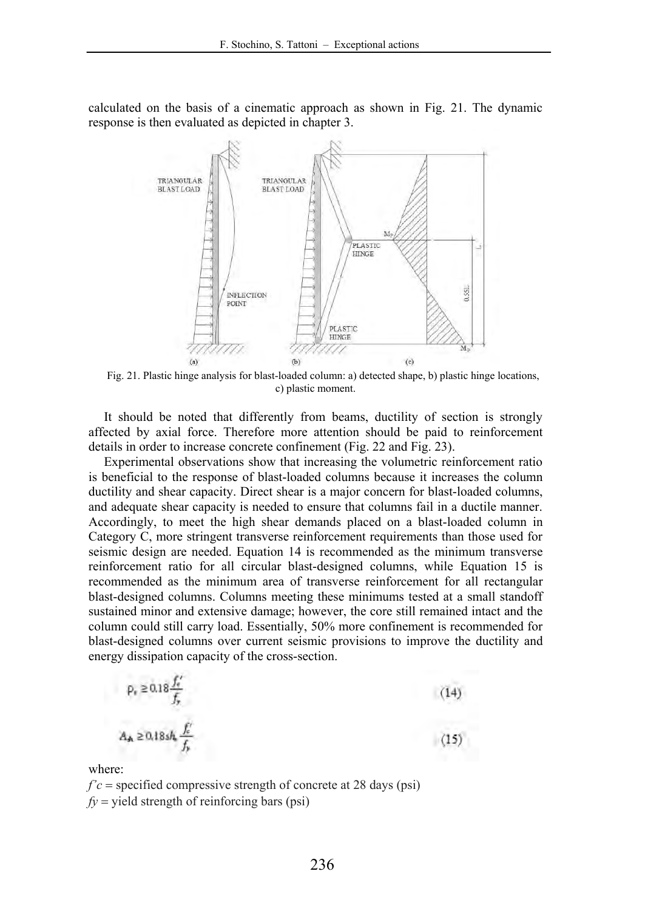calculated on the basis of a cinematic approach as shown in Fig. 21. The dynamic response is then evaluated as depicted in chapter 3.

Fig. 21. Plastic hinge analysis for blast-loaded column: a) detected shape, b) plastic hinge locations, c) plastic moment.

It should be noted that differently from beams, ductility of section is strongly affected by axial force. Therefore more attention should be paid to reinforcement details in order to increase concrete confinement (Fig. 22 and Fig. 23).

Experimental observations show that increasing the volumetric reinforcement ratio is beneficial to the response of blast-loaded columns because it increases the column ductility and shear capacity. Direct shear is a major concern for blast-loaded columns, and adequate shear capacity is needed to ensure that columns fail in a ductile manner. Accordingly, to meet the high shear demands placed on a blast-loaded column in Category C, more stringent transverse reinforcement requirements than those used for seismic design are needed. Equation 14 is recommended as the minimum transverse reinforcement ratio for all circular blast-designed columns, while Equation 15 is recommended as the minimum area of transverse reinforcement for all rectangular blast-designed columns. Columns meeting these minimums tested at a small standoff sustained minor and extensive damage; however, the core still remained intact and the column could still carry load. Essentially, 50% more confinement is recommended for blast-designed columns over current seismic provisions to improve the ductility and energy dissipation capacity of the cross-section.

$$\rho_s \geq 0.18 \frac{f'_c}{f_y} \tag{14}$$

$$A_{sh} \geq 0.18 s h_c \frac{f'_c}{f_y} \tag{15}$$

where:

$f'c$ = specified compressive strength of concrete at 28 days (psi)

$fy$ = yield strength of reinforcing bars (psi)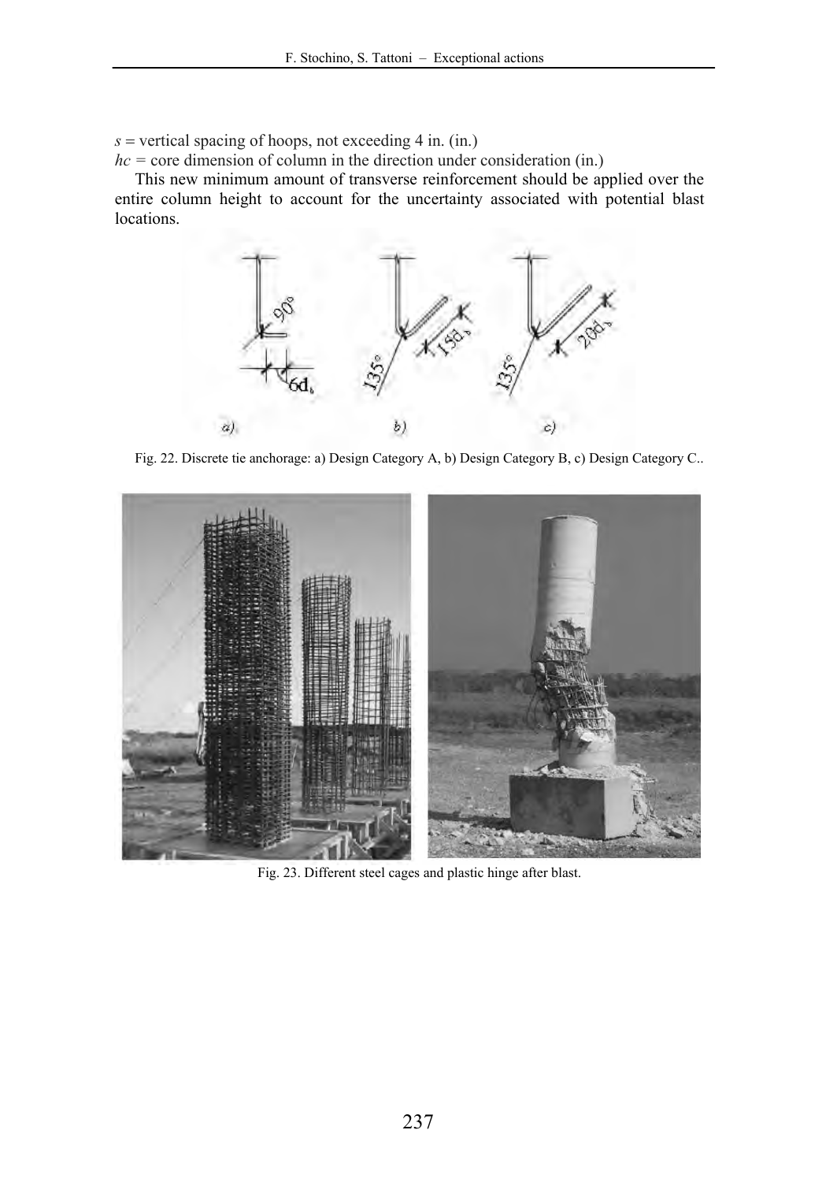$s$ = vertical spacing of hoops, not exceeding 4 in. (in.)

$hc$ = core dimension of column in the direction under consideration (in.)

This new minimum amount of transverse reinforcement should be applied over the entire column height to account for the uncertainty associated with potential blast locations.

Fig. 22. Discrete tie anchorage: a) Design Category A, b) Design Category B, c) Design Category C..

Fig. 23. Different steel cages and plastic hinge after blast.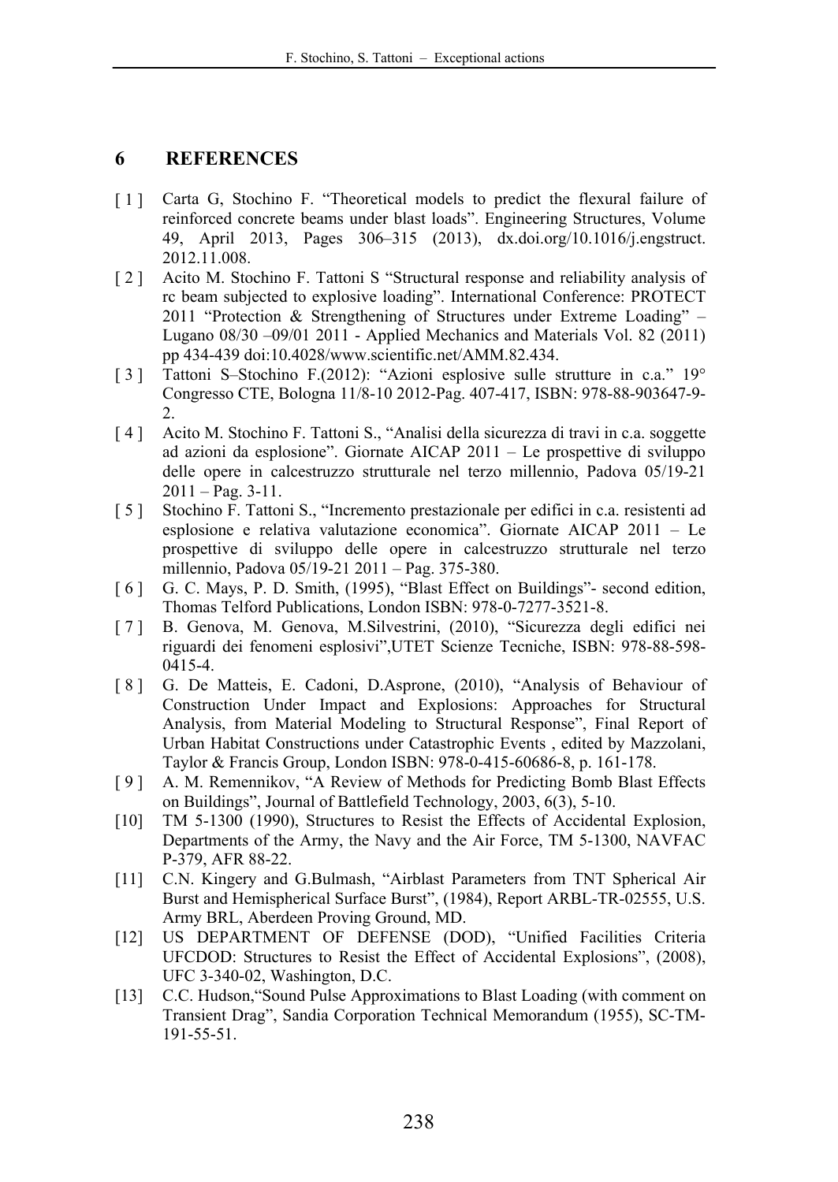## 6 REFERENCES

[ 1 ] Carta G, Stochino F. "Theoretical models to predict the flexural failure of reinforced concrete beams under blast loads". Engineering Structures, Volume 49, April 2013, Pages 306–315 (2013), dx.doi.org/10.1016/j.engstruct.2012.11.008.

[ 2 ] Acito M. Stochino F. Tattoni S "Structural response and reliability analysis of rc beam subjected to explosive loading". International Conference: PROTECT 2011 "Protection & Strengthening of Structures under Extreme Loading" – Lugano 08/30 –09/01 2011 - Applied Mechanics and Materials Vol. 82 (2011) pp 434-439 doi:10.4028/www.scientific.net/AMM.82.434.

[ 3 ] Tattoni S–Stochino F.(2012): "Azioni esplosive sulle strutture in c.a." 19° Congresso CTE, Bologna 11/8-10 2012-Pag. 407-417, ISBN: 978-88-903647-9-2.

[ 4 ] Acito M. Stochino F. Tattoni S., "Analisi della sicurezza di travi in c.a. soggette ad azioni da esplosione". Giornate AICAP 2011 – Le prospettive di sviluppo delle opere in calcestruzzo strutturale nel terzo millennio, Padova 05/19-21 2011 – Pag. 3-11.

[ 5 ] Stochino F. Tattoni S., "Incremento prestazionale per edifici in c.a. resistenti ad esplosione e relativa valutazione economica". Giornate AICAP 2011 – Le prospettive di sviluppo delle opere in calcestruzzo strutturale nel terzo millennio, Padova 05/19-21 2011 – Pag. 375-380.

[ 6 ] G. C. Mays, P. D. Smith, (1995), "Blast Effect on Buildings"- second edition, Thomas Telford Publications, London ISBN: 978-0-7277-3521-8.

[ 7 ] B. Genova, M. Genova, M.Silvestrini, (2010), "Sicurezza degli edifici nei riguardi dei fenomeni esplosivi",UTET Scienze Tecniche, ISBN: 978-88-598-0415-4.

[ 8 ] G. De Matteis, E. Cadoni, D.Asprone, (2010), "Analysis of Behaviour of Construction Under Impact and Explosions: Approaches for Structural Analysis, from Material Modeling to Structural Response", Final Report of Urban Habitat Constructions under Catastrophic Events , edited by Mazzolani, Taylor & Francis Group, London ISBN: 978-0-415-60686-8, p. 161-178.

[ 9 ] A. M. Remennikov, "A Review of Methods for Predicting Bomb Blast Effects on Buildings", Journal of Battlefield Technology, 2003, 6(3), 5-10.

[10] TM 5-1300 (1990), Structures to Resist the Effects of Accidental Explosion, Departments of the Army, the Navy and the Air Force, TM 5-1300, NAVFAC P-379, AFR 88-22.

[11] C.N. Kingery and G.Bulmash, "Airblast Parameters from TNT Spherical Air Burst and Hemispherical Surface Burst", (1984), Report ARBL-TR-02555, U.S. Army BRL, Aberdeen Proving Ground, MD.

[12] US DEPARTMENT OF DEFENSE (DOD), "Unified Facilities Criteria UFCDOD: Structures to Resist the Effect of Accidental Explosions", (2008), UFC 3-340-02, Washington, D.C.

[13] C.C. Hudson,"Sound Pulse Approximations to Blast Loading (with comment on Transient Drag", Sandia Corporation Technical Memorandum (1955), SC-TM-191-55-51.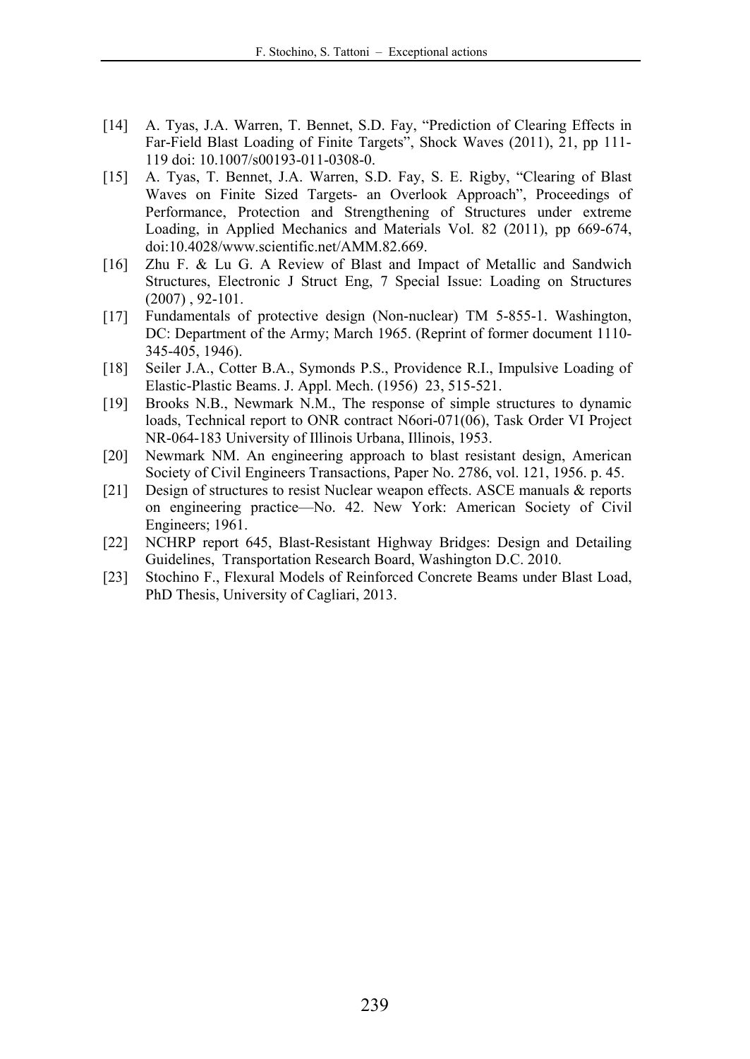[14] A. Tyas, J.A. Warren, T. Bennet, S.D. Fay, "Prediction of Clearing Effects in Far-Field Blast Loading of Finite Targets", Shock Waves (2011), 21, pp 111-119 doi: 10.1007/s00193-011-0308-0.

[15] A. Tyas, T. Bennet, J.A. Warren, S.D. Fay, S. E. Rigby, "Clearing of Blast Waves on Finite Sized Targets- an Overlook Approach", Proceedings of Performance, Protection and Strengthening of Structures under extreme Loading, in Applied Mechanics and Materials Vol. 82 (2011), pp 669-674, doi:10.4028/www.scientific.net/AMM.82.669.

[16] Zhu F. & Lu G. A Review of Blast and Impact of Metallic and Sandwich Structures, Electronic J Struct Eng, 7 Special Issue: Loading on Structures (2007) , 92-101.

[17] Fundamentals of protective design (Non-nuclear) TM 5-855-1. Washington, DC: Department of the Army; March 1965. (Reprint of former document 1110-345-405, 1946).

[18] Seiler J.A., Cotter B.A., Symonds P.S., Providence R.I., Impulsive Loading of Elastic-Plastic Beams. J. Appl. Mech. (1956) 23, 515-521.

[19] Brooks N.B., Newmark N.M., The response of simple structures to dynamic loads, Technical report to ONR contract N6ori-071(06), Task Order VI Project NR-064-183 University of Illinois Urbana, Illinois, 1953.

[20] Newmark NM. An engineering approach to blast resistant design, American Society of Civil Engineers Transactions, Paper No. 2786, vol. 121, 1956. p. 45.

[21] Design of structures to resist Nuclear weapon effects. ASCE manuals & reports on engineering practice—No. 42. New York: American Society of Civil Engineers; 1961.

[22] NCHRP report 645, Blast-Resistant Highway Bridges: Design and Detailing Guidelines, Transportation Research Board, Washington D.C. 2010.

[23] Stochino F., Flexural Models of Reinforced Concrete Beams under Blast Load, PhD Thesis, University of Cagliari, 2013.